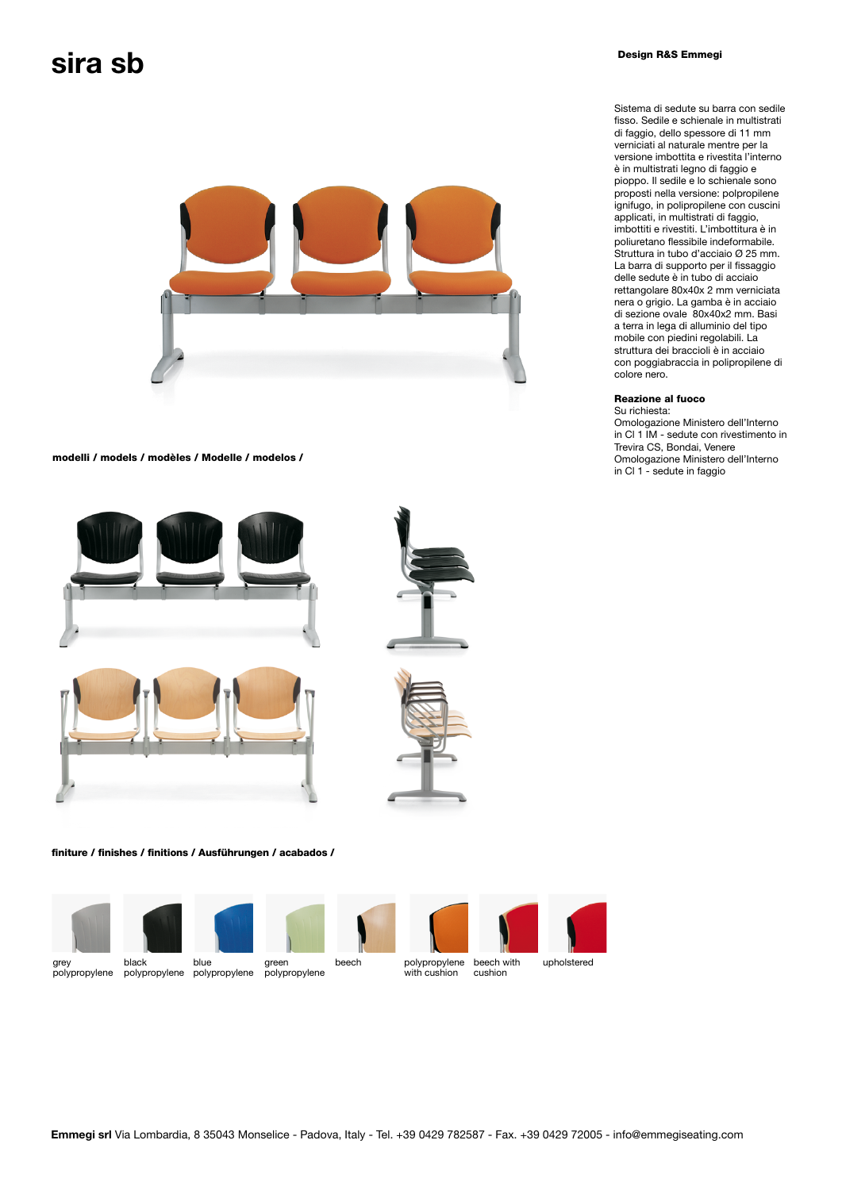# sira sb

**Design R&S Emmegi**

Sistema di sedute su barra con sedile fisso. Sedile e schienale in multistrati di faggio, dello spessore di 11 mm verniciati al naturale mentre per la versione imbottita e rivestita l'interno è in multistrati legno di faggio e pioppo. Il sedile e lo schienale sono proposti nella versione: polpropilene ignifugo, in polipropilene con cuscini applicati, in multistrati di faggio, imbottiti e rivestiti. L'imbottitura è in poliuretano flessibile indeformabile. Struttura in tubo d'acciaio Ø 25 mm. La barra di supporto per il fissaggio delle sedute è in tubo di acciaio rettangolare 80x40x 2 mm verniciata nera o grigio. La gamba è in acciaio di sezione ovale 80x40x2 mm. Basi a terra in lega di alluminio del tipo mobile con piedini regolabili. La struttura dei braccioli è in acciaio con poggiabraccia in polipropilene di colore nero.

**Reazione al fuoco**

Su richiesta:
Omologazione Ministero dell'Interno in Cl 1 IM - sedute con rivestimento in Trevira CS, Bondai, Venere
Omologazione Ministero dell'Interno in Cl 1 - sedute in faggio

**modelli / models / modèles / Modelle / modelos /**

**finiture / finishes / finitions / Ausführungen / acabados /**

grey polypropylene | black polypropylene | blue polypropylene | green polypropylene | beech | polypropylene with cushion | beech with cushion | upholstered

**Emmegi srl** Via Lombardia, 8 35043 Monselice - Padova, Italy - Tel. +39 0429 782587 - Fax. +39 0429 72005 - info@emmegiseating.com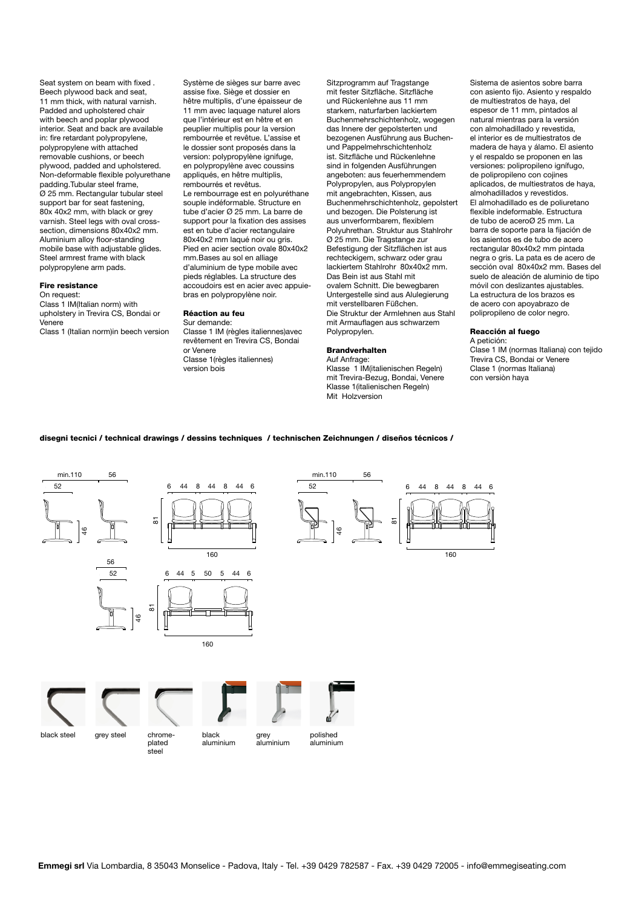Seat system on beam with fixed . Beech plywood back and seat, 11 mm thick, with natural varnish. Padded and upholstered chair with beech and poplar plywood interior. Seat and back are available in: fire retardant polypropylene, polypropylene with attached removable cushions, or beech plywood, padded and upholstered. Non-deformable flexible polyurethane padding.Tubular steel frame, Ø 25 mm. Rectangular tubular steel support bar for seat fastening, 80x 40x2 mm, with black or grey varnish. Steel legs with oval cross-section, dimensions 80x40x2 mm. Aluminium alloy floor-standing mobile base with adjustable glides. Steel armrest frame with black polypropylene arm pads.

**Fire resistance**

On request:
Class 1 IM(Italian norm) with upholstery in Trevira CS, Bondai or Venere
Class 1 (Italian norm)in beech version

Système de sièges sur barre avec assise fixe. Siège et dossier en hêtre multiplis, d'une épaisseur de 11 mm avec laquage naturel alors que l'intérieur est en hêtre et en peuplier multiplis pour la version rembourrée et revêtue. L'assise et le dossier sont proposés dans la version: polypropylène ignifuge, en polypropylène avec coussins appliqués, en hêtre multiplis, rembourrés et revêtus.
Le rembourrage est en polyuréthane souple indéformable. Structure en tube d'acier Ø 25 mm. La barre de support pour la fixation des assises est en tube d'acier rectangulaire 80x40x2 mm laqué noir ou gris. Pied en acier section ovale 80x40x2 mm.Bases au sol en alliage d'aluminium de type mobile avec pieds réglables. La structure des accoudoirs est en acier avec appuie-bras en polypropylène noir.

**Réaction au feu**

Sur demande:
Classe 1 IM (règles italiennes)avec revêtement en Trevira CS, Bondai or Venere
Classe 1(règles italiennes) version bois

Sitzprogramm auf Tragstange mit fester Sitzfläche. Sitzfläche und Rückenlehne aus 11 mm starkem, naturfarben lackiertem Buchenmehrschichtenholz, wogegen das Innere der gepolsterten und bezogenen Ausführung aus Buchen- und Pappelmehrschichtenholz ist. Sitzfläche und Rückenlehne sind in folgenden Ausführungen angeboten: aus feuerhemmendem Polypropylen, aus Polypropylen mit angebrachten, Kissen, aus Buchenmehrschichtenholz, gepolstert und bezogen. Die Polsterung ist aus unverformbarem, flexiblem Polyuhrethan. Struktur aus Stahlrohr Ø 25 mm. Die Tragstange zur Befestigung der Sitzflächen ist aus rechteckigem, schwarz oder grau lackiertem Stahlrohr 80x40x2 mm. Das Bein ist aus Stahl mit ovalem Schnitt. Die bewegbaren Untergestelle sind aus Alulegierung mit verstellbaren Füßchen.
Die Struktur der Armlehnen aus Stahl mit Armauflagen aus schwarzem Polypropylen.

**Brandverhalten**

Auf Anfrage:
Klasse 1 IM(italienischen Regeln) mit Trevira-Bezug, Bondai, Venere
Klasse 1(italienischen Regeln)
Mit Holzversion

Sistema de asientos sobre barra con asiento fijo. Asiento y respaldo de multiestratos de haya, del espesor de 11 mm, pintados al natural mientras para la versión con almohadillado y revestida, el interior es de multiestratos de madera de haya y álamo. El asiento y el respaldo se proponen en las versiones: polipropileno ignífugo, de polipropileno con cojines aplicados, de multiestratos de haya, almohadillados y revestidos.
El almohadillado es de poliuretano flexible indeformable. Estructura de tubo de aceroØ 25 mm. La barra de soporte para la fijación de los asientos es de tubo de acero rectangular 80x40x2 mm pintada negra o gris. La pata es de acero de sección oval 80x40x2 mm. Bases del suelo de aleación de aluminio de tipo móvil con deslizantes ajustables.
La estructura de los brazos es de acero con apoyabrazo de polipropileno de color negro.

**Reacción al fuego**

A petición:
Clase 1 IM (normas Italiana) con tejido Trevira CS, Bondai or Venere
Clase 1 (normas Italiana) con versiòn haya

**disegni tecnici / technical drawings / dessins techniques / technischen Zeichnungen / diseños técnicos /**

min.110
52
56
46
6 44 8 44 8 44 6
81
160

56
52
46
6 44 5 50 5 44 6
81
160

min.110
52
56
46
6 44 8 44 8 44 6
81
160

black steel
grey steel
chrome-plated steel
black aluminium
grey aluminium
polished aluminium

**Emmegi srl** Via Lombardia, 8 35043 Monselice - Padova, Italy - Tel. +39 0429 782587 - Fax. +39 0429 72005 - info@emmegiseating.com